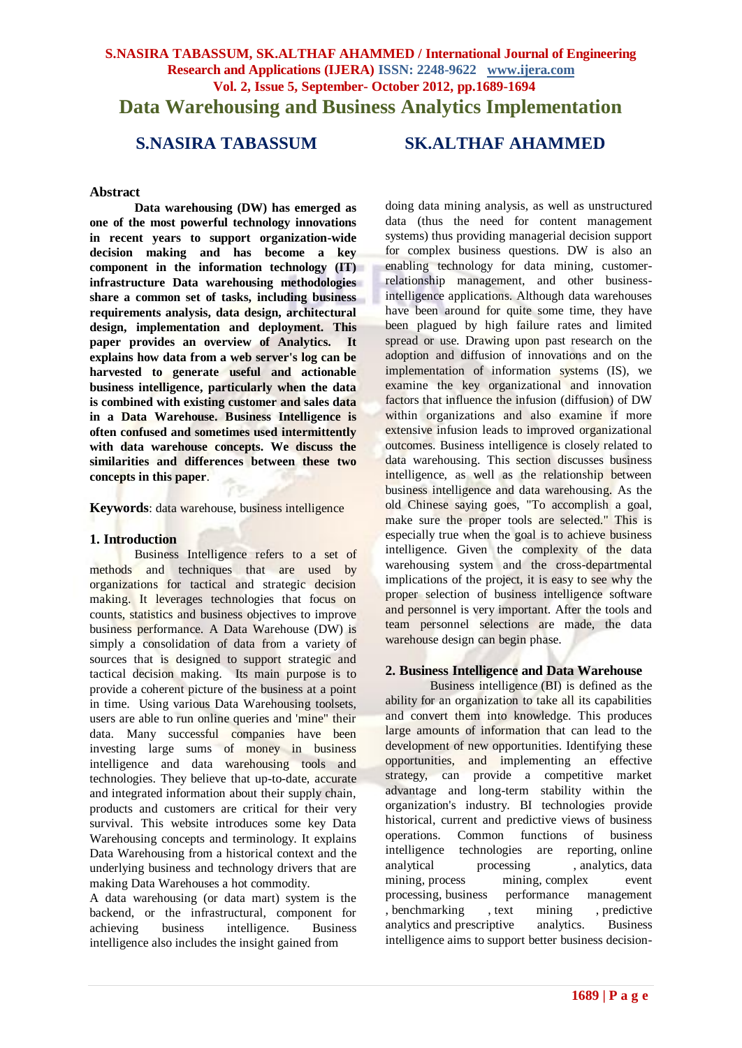# Data Warehousing and Business Analytics Implementation

**S.NASIRA TABASSUM** **SK.ALTHAF AHAMMED**

## Abstract

**Data warehousing (DW) has emerged as one of the most powerful technology innovations in recent years to support organization-wide decision making and has become a key component in the information technology (IT) infrastructure Data warehousing methodologies share a common set of tasks, including business requirements analysis, data design, architectural design, implementation and deployment. This paper provides an overview of Analytics. It explains how data from a web server's log can be harvested to generate useful and actionable business intelligence, particularly when the data is combined with existing customer and sales data in a Data Warehouse. Business Intelligence is often confused and sometimes used intermittently with data warehouse concepts. We discuss the similarities and differences between these two concepts in this paper**.

**Keywords**: data warehouse, business intelligence

## 1. Introduction

Business Intelligence refers to a set of methods and techniques that are used by organizations for tactical and strategic decision making. It leverages technologies that focus on counts, statistics and business objectives to improve business performance. A Data Warehouse (DW) is simply a consolidation of data from a variety of sources that is designed to support strategic and tactical decision making. Its main purpose is to provide a coherent picture of the business at a point in time. Using various Data Warehousing toolsets, users are able to run online queries and 'mine" their data. Many successful companies have been investing large sums of money in business intelligence and data warehousing tools and technologies. They believe that up-to-date, accurate and integrated information about their supply chain, products and customers are critical for their very survival. This website introduces some key Data Warehousing concepts and terminology. It explains Data Warehousing from a historical context and the underlying business and technology drivers that are making Data Warehouses a hot commodity.

A data warehousing (or data mart) system is the backend, or the infrastructural, component for achieving business intelligence. Business intelligence also includes the insight gained from doing data mining analysis, as well as unstructured data (thus the need for content management systems) thus providing managerial decision support for complex business questions. DW is also an enabling technology for data mining, customer-relationship management, and other business-intelligence applications. Although data warehouses have been around for quite some time, they have been plagued by high failure rates and limited spread or use. Drawing upon past research on the adoption and diffusion of innovations and on the implementation of information systems (IS), we examine the key organizational and innovation factors that influence the infusion (diffusion) of DW within organizations and also examine if more extensive infusion leads to improved organizational outcomes. Business intelligence is closely related to data warehousing. This section discusses business intelligence, as well as the relationship between business intelligence and data warehousing. As the old Chinese saying goes, "To accomplish a goal, make sure the proper tools are selected." This is especially true when the goal is to achieve business intelligence. Given the complexity of the data warehousing system and the cross-departmental implications of the project, it is easy to see why the proper selection of business intelligence software and personnel is very important. After the tools and team personnel selections are made, the data warehouse design can begin phase.

## 2. Business Intelligence and Data Warehouse

Business intelligence (BI) is defined as the ability for an organization to take all its capabilities and convert them into knowledge. This produces large amounts of information that can lead to the development of new opportunities. Identifying these opportunities, and implementing an effective strategy, can provide a competitive market advantage and long-term stability within the organization's industry. BI technologies provide historical, current and predictive views of business operations. Common functions of business intelligence technologies are reporting, online analytical processing , analytics, data mining, process mining, complex event processing, business performance management , benchmarking , text mining , predictive analytics and prescriptive analytics. Business intelligence aims to support better business decision-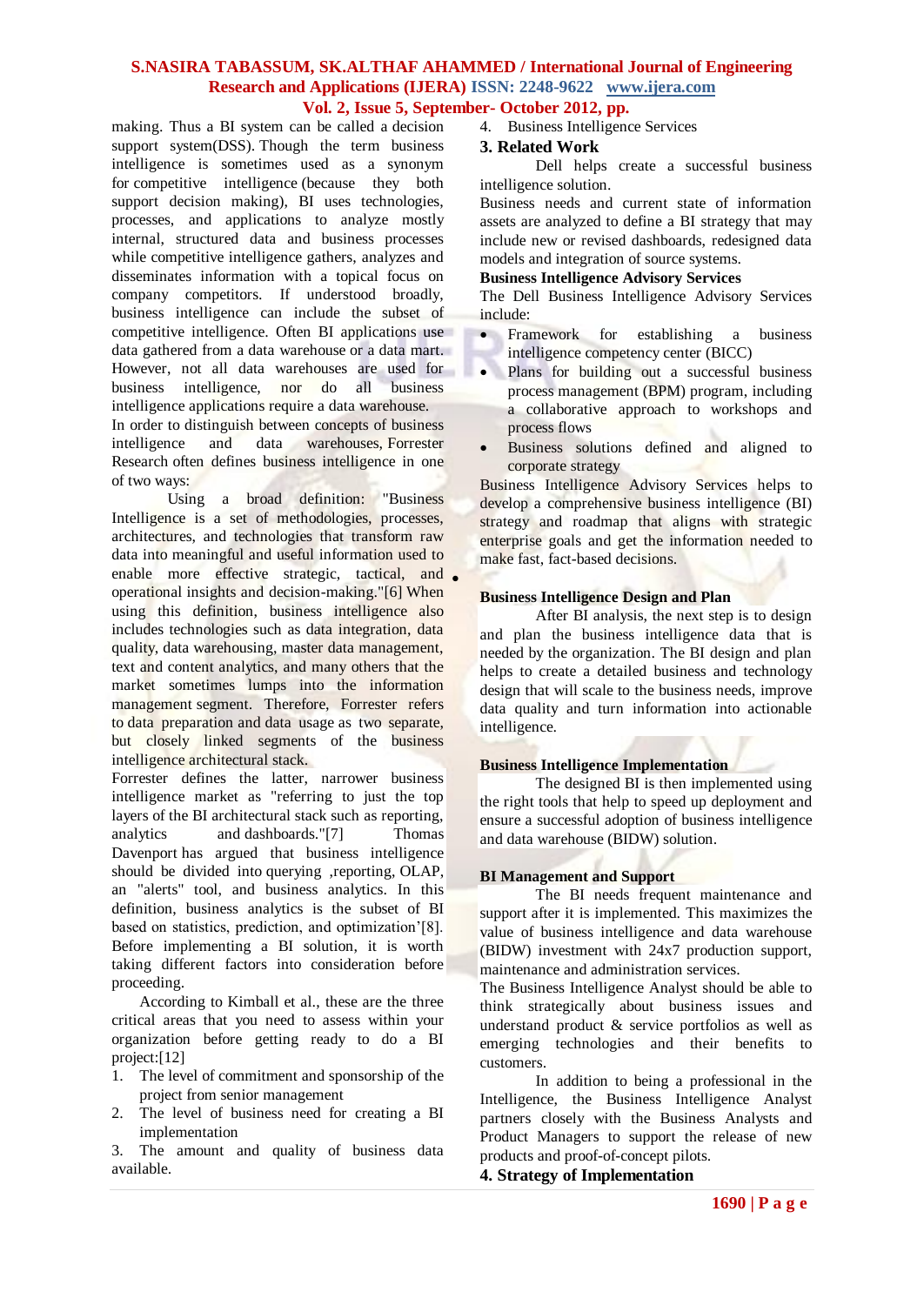making. Thus a BI system can be called a decision support system(DSS). Though the term business intelligence is sometimes used as a synonym for competitive intelligence (because they both support decision making), BI uses technologies, processes, and applications to analyze mostly internal, structured data and business processes while competitive intelligence gathers, analyzes and disseminates information with a topical focus on company competitors. If understood broadly, business intelligence can include the subset of competitive intelligence. Often BI applications use data gathered from a data warehouse or a data mart. However, not all data warehouses are used for business intelligence, nor do all business intelligence applications require a data warehouse.

In order to distinguish between concepts of business intelligence and data warehouses, Forrester Research often defines business intelligence in one of two ways:

Using a broad definition: "Business Intelligence is a set of methodologies, processes, architectures, and technologies that transform raw data into meaningful and useful information used to enable more effective strategic, tactical, and operational insights and decision-making."[6] When using this definition, business intelligence also includes technologies such as data integration, data quality, data warehousing, master data management, text and content analytics, and many others that the market sometimes lumps into the information management segment. Therefore, Forrester refers to data preparation and data usage as two separate, but closely linked segments of the business intelligence architectural stack.

Forrester defines the latter, narrower business intelligence market as "referring to just the top layers of the BI architectural stack such as reporting, analytics and dashboards."[7] Thomas Davenport has argued that business intelligence should be divided into querying ,reporting, OLAP, an "alerts" tool, and business analytics. In this definition, business analytics is the subset of BI based on statistics, prediction, and optimization'[8].

Before implementing a BI solution, it is worth taking different factors into consideration before proceeding.

According to Kimball et al., these are the three critical areas that you need to assess within your organization before getting ready to do a BI project:[12]

1. The level of commitment and sponsorship of the project from senior management
2. The level of business need for creating a BI implementation
3. The amount and quality of business data available.
4. Business Intelligence Services

## 3. Related Work

Dell helps create a successful business intelligence solution.

Business needs and current state of information assets are analyzed to define a BI strategy that may include new or revised dashboards, redesigned data models and integration of source systems.

**Business Intelligence Advisory Services**

The Dell Business Intelligence Advisory Services include:

- Framework for establishing a business intelligence competency center (BICC)
- Plans for building out a successful business process management (BPM) program, including a collaborative approach to workshops and process flows
- Business solutions defined and aligned to corporate strategy

Business Intelligence Advisory Services helps to develop a comprehensive business intelligence (BI) strategy and roadmap that aligns with strategic enterprise goals and get the information needed to make fast, fact-based decisions.

**Business Intelligence Design and Plan**

After BI analysis, the next step is to design and plan the business intelligence data that is needed by the organization. The BI design and plan helps to create a detailed business and technology design that will scale to the business needs, improve data quality and turn information into actionable intelligence.

**Business Intelligence Implementation**

The designed BI is then implemented using the right tools that help to speed up deployment and ensure a successful adoption of business intelligence and data warehouse (BIDW) solution.

**BI Management and Support**

The BI needs frequent maintenance and support after it is implemented. This maximizes the value of business intelligence and data warehouse (BIDW) investment with 24x7 production support, maintenance and administration services.

The Business Intelligence Analyst should be able to think strategically about business issues and understand product & service portfolios as well as emerging technologies and their benefits to customers.

In addition to being a professional in the Intelligence, the Business Intelligence Analyst partners closely with the Business Analysts and Product Managers to support the release of new products and proof-of-concept pilots.

## 4. Strategy of Implementation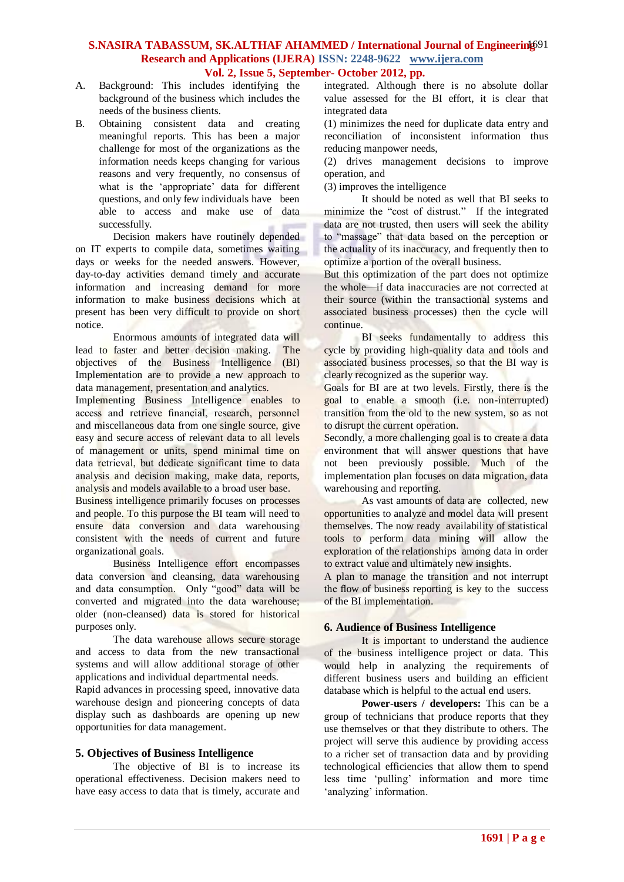A. Background: This includes identifying the background of the business which includes the needs of the business clients.

B. Obtaining consistent data and creating meaningful reports. This has been a major challenge for most of the organizations as the information needs keeps changing for various reasons and very frequently, no consensus of what is the 'appropriate' data for different questions, and only few individuals have been able to access and make use of data successfully.

Decision makers have routinely depended on IT experts to compile data, sometimes waiting days or weeks for the needed answers. However, day-to-day activities demand timely and accurate information and increasing demand for more information to make business decisions which at present has been very difficult to provide on short notice.

Enormous amounts of integrated data will lead to faster and better decision making. The objectives of the Business Intelligence (BI) Implementation are to provide a new approach to data management, presentation and analytics.

Implementing Business Intelligence enables to access and retrieve financial, research, personnel and miscellaneous data from one single source, give easy and secure access of relevant data to all levels of management or units, spend minimal time on data retrieval, but dedicate significant time to data analysis and decision making, make data, reports, analysis and models available to a broad user base.

Business intelligence primarily focuses on processes and people. To this purpose the BI team will need to ensure data conversion and data warehousing consistent with the needs of current and future organizational goals.

Business Intelligence effort encompasses data conversion and cleansing, data warehousing and data consumption. Only "good" data will be converted and migrated into the data warehouse; older (non-cleansed) data is stored for historical purposes only.

The data warehouse allows secure storage and access to data from the new transactional systems and will allow additional storage of other applications and individual departmental needs.

Rapid advances in processing speed, innovative data warehouse design and pioneering concepts of data display such as dashboards are opening up new opportunities for data management.

## 5. Objectives of Business Intelligence

The objective of BI is to increase its operational effectiveness. Decision makers need to have easy access to data that is timely, accurate and integrated. Although there is no absolute dollar value assessed for the BI effort, it is clear that integrated data

(1) minimizes the need for duplicate data entry and reconciliation of inconsistent information thus reducing manpower needs,

(2) drives management decisions to improve operation, and

(3) improves the intelligence

It should be noted as well that BI seeks to minimize the "cost of distrust." If the integrated data are not trusted, then users will seek the ability to "massage" that data based on the perception or the actuality of its inaccuracy, and frequently then to optimize a portion of the overall business.

But this optimization of the part does not optimize the whole—if data inaccuracies are not corrected at their source (within the transactional systems and associated business processes) then the cycle will continue.

BI seeks fundamentally to address this cycle by providing high-quality data and tools and associated business processes, so that the BI way is clearly recognized as the superior way.

Goals for BI are at two levels. Firstly, there is the goal to enable a smooth (i.e. non-interrupted) transition from the old to the new system, so as not to disrupt the current operation.

Secondly, a more challenging goal is to create a data environment that will answer questions that have not been previously possible. Much of the implementation plan focuses on data migration, data warehousing and reporting.

As vast amounts of data are collected, new opportunities to analyze and model data will present themselves. The now ready availability of statistical tools to perform data mining will allow the exploration of the relationships among data in order to extract value and ultimately new insights.

A plan to manage the transition and not interrupt the flow of business reporting is key to the success of the BI implementation.

## 6. Audience of Business Intelligence

It is important to understand the audience of the business intelligence project or data. This would help in analyzing the requirements of different business users and building an efficient database which is helpful to the actual end users.

**Power-users / developers:** This can be a group of technicians that produce reports that they use themselves or that they distribute to others. The project will serve this audience by providing access to a richer set of transaction data and by providing technological efficiencies that allow them to spend less time 'pulling' information and more time 'analyzing' information.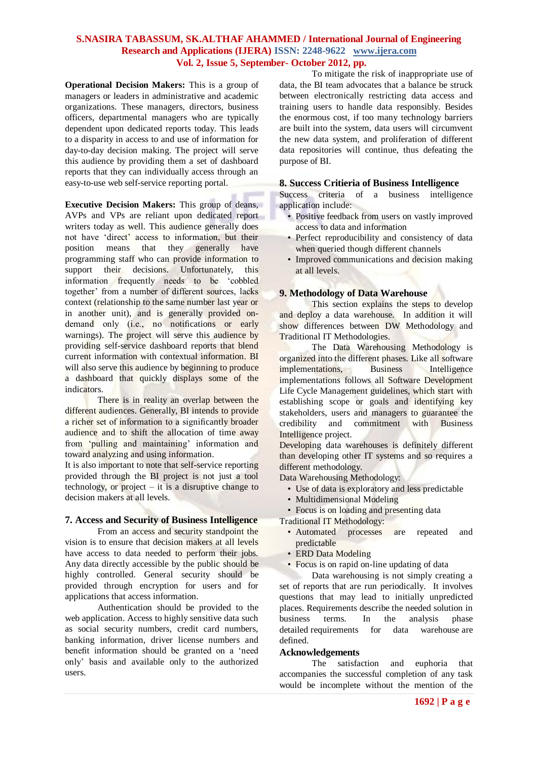**Operational Decision Makers:** This is a group of managers or leaders in administrative and academic organizations. These managers, directors, business officers, departmental managers who are typically dependent upon dedicated reports today. This leads to a disparity in access to and use of information for day-to-day decision making. The project will serve this audience by providing them a set of dashboard reports that they can individually access through an easy-to-use web self-service reporting portal.

**Executive Decision Makers:** This group of deans, AVPs and VPs are reliant upon dedicated report writers today as well. This audience generally does not have 'direct' access to information, but their position means that they generally have programming staff who can provide information to support their decisions. Unfortunately, this information frequently needs to be 'cobbled together' from a number of different sources, lacks context (relationship to the same number last year or in another unit), and is generally provided on-demand only (i.e., no notifications or early warnings). The project will serve this audience by providing self-service dashboard reports that blend current information with contextual information. BI will also serve this audience by beginning to produce a dashboard that quickly displays some of the indicators.

There is in reality an overlap between the different audiences. Generally, BI intends to provide a richer set of information to a significantly broader audience and to shift the allocation of time away from 'pulling and maintaining' information and toward analyzing and using information.

It is also important to note that self-service reporting provided through the BI project is not just a tool technology, or project – it is a disruptive change to decision makers at all levels.

## 7. Access and Security of Business Intelligence

From an access and security standpoint the vision is to ensure that decision makers at all levels have access to data needed to perform their jobs. Any data directly accessible by the public should be highly controlled. General security should be provided through encryption for users and for applications that access information.

Authentication should be provided to the web application. Access to highly sensitive data such as social security numbers, credit card numbers, banking information, driver license numbers and benefit information should be granted on a 'need only' basis and available only to the authorized users.

To mitigate the risk of inappropriate use of data, the BI team advocates that a balance be struck between electronically restricting data access and training users to handle data responsibly. Besides the enormous cost, if too many technology barriers are built into the system, data users will circumvent the new data system, and proliferation of different data repositories will continue, thus defeating the purpose of BI.

## 8. Success Critieria of Business Intelligence

Success criteria of a business intelligence application include:

- Positive feedback from users on vastly improved access to data and information
- Perfect reproducibility and consistency of data when queried though different channels
- Improved communications and decision making at all levels.

## 9. Methodology of Data Warehouse

This section explains the steps to develop and deploy a data warehouse. In addition it will show differences between DW Methodology and Traditional IT Methodologies.

The Data Warehousing Methodology is organized into the different phases. Like all software implementations, Business Intelligence implementations follows all Software Development Life Cycle Management guidelines, which start with establishing scope or goals and identifying key stakeholders, users and managers to guarantee the credibility and commitment with Business Intelligence project.

Developing data warehouses is definitely different than developing other IT systems and so requires a different methodology.

Data Warehousing Methodology:

- Use of data is exploratory and less predictable
- Multidimensional Modeling
- Focus is on loading and presenting data

Traditional IT Methodology:

- Automated processes are repeated and predictable
- ERD Data Modeling
- Focus is on rapid on-line updating of data

Data warehousing is not simply creating a set of reports that are run periodically. It involves questions that may lead to initially unpredicted places. Requirements describe the needed solution in business terms. In the analysis phase detailed requirements for data warehouse are defined.

## Acknowledgements

The satisfaction and euphoria that accompanies the successful completion of any task would be incomplete without the mention of the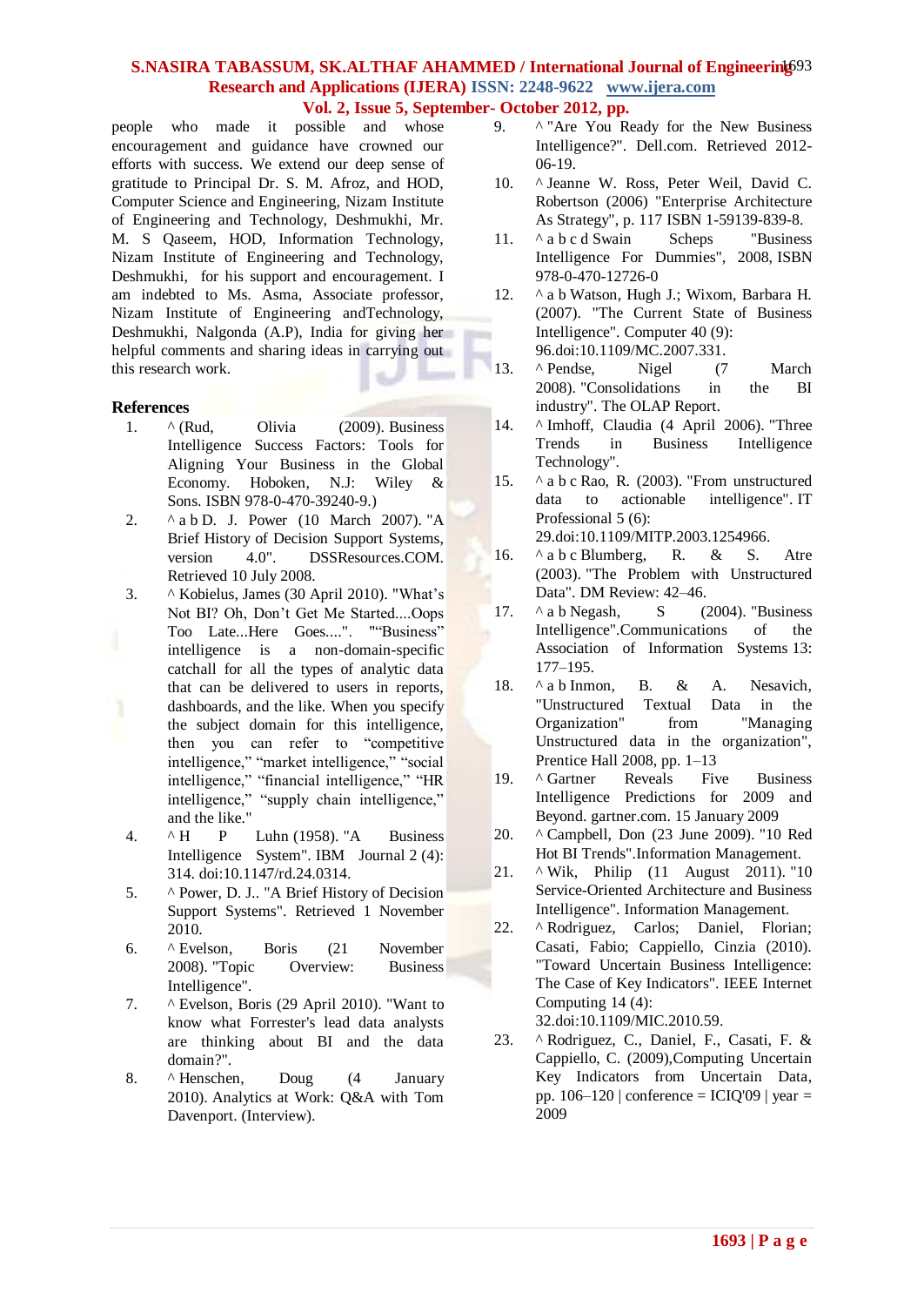people who made it possible and whose encouragement and guidance have crowned our efforts with success. We extend our deep sense of gratitude to Principal Dr. S. M. Afroz, and HOD, Computer Science and Engineering, Nizam Institute of Engineering and Technology, Deshmukhi, Mr. M. S Qaseem, HOD, Information Technology, Nizam Institute of Engineering and Technology, Deshmukhi, for his support and encouragement. I am indebted to Ms. Asma, Associate professor, Nizam Institute of Engineering andTechnology, Deshmukhi, Nalgonda (A.P), India for giving her helpful comments and sharing ideas in carrying out this research work.

## References

1. ^ (Rud, Olivia (2009). Business Intelligence Success Factors: Tools for Aligning Your Business in the Global Economy. Hoboken, N.J: Wiley & Sons. ISBN 978-0-470-39240-9.)
2. ^ a b D. J. Power (10 March 2007). "A Brief History of Decision Support Systems, version 4.0". DSSResources.COM. Retrieved 10 July 2008.
3. ^ Kobielus, James (30 April 2010). "What's Not BI? Oh, Don't Get Me Started....Oops Too Late...Here Goes....". "“Business” intelligence is a non-domain-specific catchall for all the types of analytic data that can be delivered to users in reports, dashboards, and the like. When you specify the subject domain for this intelligence, then you can refer to “competitive intelligence,” “market intelligence,” “social intelligence,” “financial intelligence,” “HR intelligence,” “supply chain intelligence,” and the like."
4. ^ H P Luhn (1958). "A Business Intelligence System". IBM Journal 2 (4): 314. doi:10.1147/rd.24.0314.
5. ^ Power, D. J.. "A Brief History of Decision Support Systems". Retrieved 1 November 2010.
6. ^ Evelson, Boris (21 November 2008). "Topic Overview: Business Intelligence".
7. ^ Evelson, Boris (29 April 2010). "Want to know what Forrester's lead data analysts are thinking about BI and the data domain?".
8. ^ Henschen, Doug (4 January 2010). Analytics at Work: Q&A with Tom Davenport. (Interview).
9. ^ "Are You Ready for the New Business Intelligence?". Dell.com. Retrieved 2012-06-19.
10. ^ Jeanne W. Ross, Peter Weil, David C. Robertson (2006) "Enterprise Architecture As Strategy", p. 117 ISBN 1-59139-839-8.
11. ^ a b c d Swain Scheps "Business Intelligence For Dummies", 2008, ISBN 978-0-470-12726-0
12. ^ a b Watson, Hugh J.; Wixom, Barbara H. (2007). "The Current State of Business Intelligence". Computer 40 (9): 96.doi:10.1109/MC.2007.331.
13. ^ Pendse, Nigel (7 March 2008). "Consolidations in the BI industry". The OLAP Report.
14. ^ Imhoff, Claudia (4 April 2006). "Three Trends in Business Intelligence Technology".
15. ^ a b c Rao, R. (2003). "From unstructured data to actionable intelligence". IT Professional 5 (6): 29.doi:10.1109/MITP.2003.1254966.
16. ^ a b c Blumberg, R. & S. Atre (2003). "The Problem with Unstructured Data". DM Review: 42–46.
17. ^ a b Negash, S (2004). "Business Intelligence".Communications of the Association of Information Systems 13: 177–195.
18. ^ a b Inmon, B. & A. Nesavich, "Unstructured Textual Data in the Organization" from "Managing Unstructured data in the organization", Prentice Hall 2008, pp. 1–13
19. ^ Gartner Reveals Five Business Intelligence Predictions for 2009 and Beyond. gartner.com. 15 January 2009
20. ^ Campbell, Don (23 June 2009). "10 Red Hot BI Trends".Information Management.
21. ^ Wik, Philip (11 August 2011). "10 Service-Oriented Architecture and Business Intelligence". Information Management.
22. ^ Rodriguez, Carlos; Daniel, Florian; Casati, Fabio; Cappiello, Cinzia (2010). "Toward Uncertain Business Intelligence: The Case of Key Indicators". IEEE Internet Computing 14 (4): 32.doi:10.1109/MIC.2010.59.
23. ^ Rodriguez, C., Daniel, F., Casati, F. & Cappiello, C. (2009),Computing Uncertain Key Indicators from Uncertain Data, pp. 106–120 | conference = ICIQ'09 | year = 2009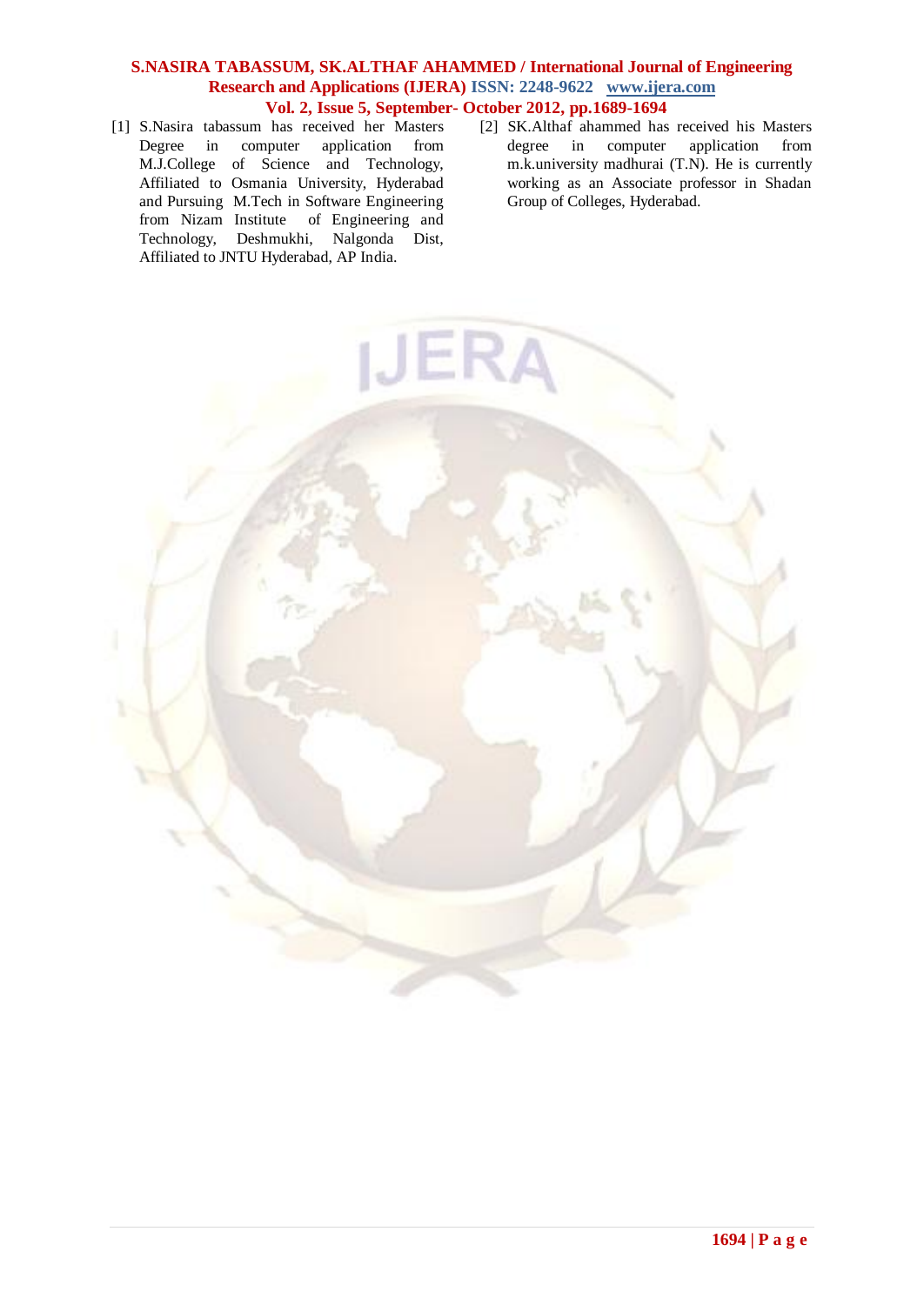[1] S.Nasira tabassum has received her Masters Degree in computer application from M.J.College of Science and Technology, Affiliated to Osmania University, Hyderabad and Pursuing M.Tech in Software Engineering from Nizam Institute of Engineering and Technology, Deshmukhi, Nalgonda Dist, Affiliated to JNTU Hyderabad, AP India.

[2] SK.Althaf ahammed has received his Masters degree in computer application from m.k.university madhurai (T.N). He is currently working as an Associate professor in Shadan Group of Colleges, Hyderabad.